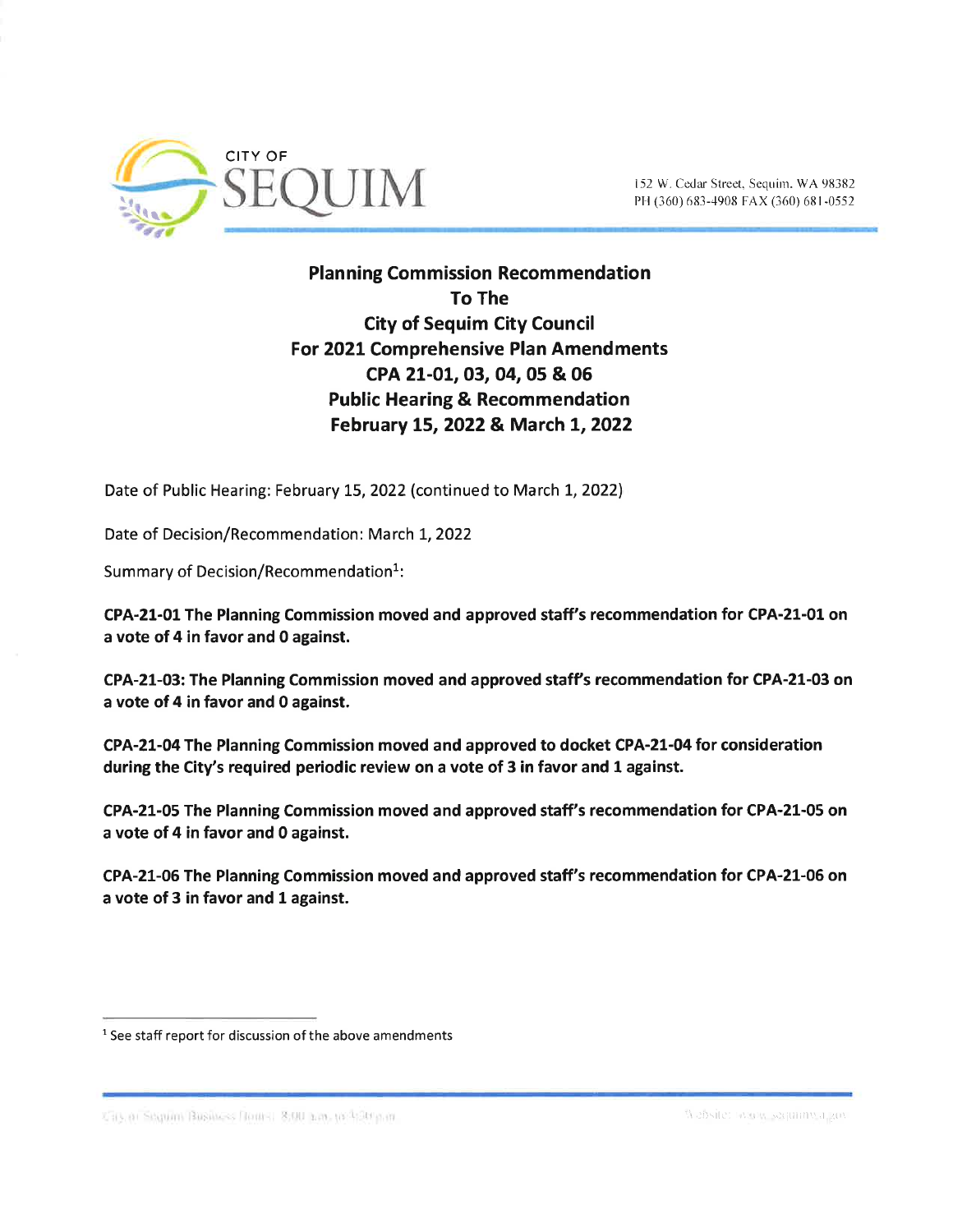CITY OF

# SEQUIM

152 W. Cedar Street, Sequim, WA 98382
PH (360) 683-4908 FAX (360) 681-0552

## Planning Commission Recommendation To The City of Sequim City Council For 2021 Comprehensive Plan Amendments CPA 21-01, 03, 04, 05 & 06 Public Hearing & Recommendation February 15, 2022 & March 1, 2022

Date of Public Hearing: February 15, 2022 (continued to March 1, 2022)

Date of Decision/Recommendation: March 1, 2022

Summary of Decision/Recommendation[1]:

**CPA-21-01 The Planning Commission moved and approved staff's recommendation for CPA-21-01 on a vote of 4 in favor and 0 against.**

**CPA-21-03: The Planning Commission moved and approved staff's recommendation for CPA-21-03 on a vote of 4 in favor and 0 against.**

**CPA-21-04 The Planning Commission moved and approved to docket CPA-21-04 for consideration during the City's required periodic review on a vote of 3 in favor and 1 against.**

**CPA-21-05 The Planning Commission moved and approved staff's recommendation for CPA-21-05 on a vote of 4 in favor and 0 against.**

**CPA-21-06 The Planning Commission moved and approved staff's recommendation for CPA-21-06 on a vote of 3 in favor and 1 against.**

---

[1] See staff report for discussion of the above amendments

City of Sequim Business Hours: 8:00 a.m. to 4:30 p.m.    Website: www.sequimwa.gov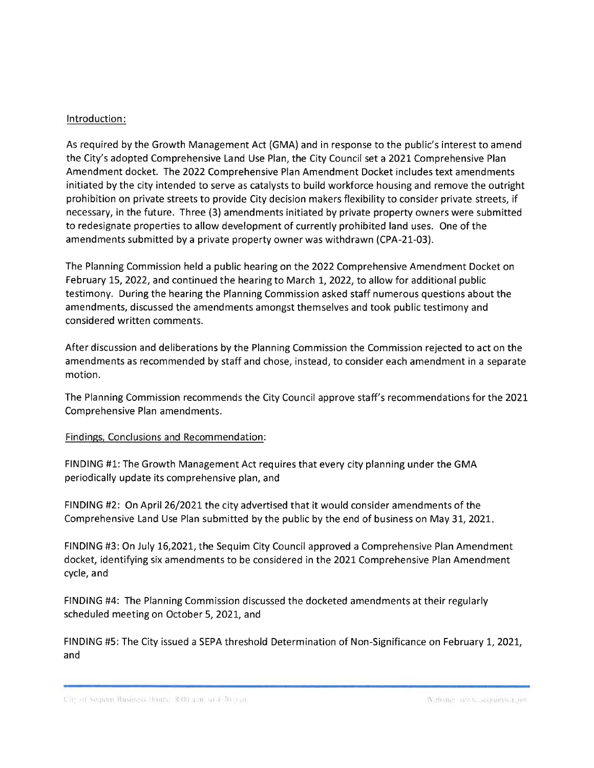Introduction:

As required by the Growth Management Act (GMA) and in response to the public's interest to amend the City's adopted Comprehensive Land Use Plan, the City Council set a 2021 Comprehensive Plan Amendment docket. The 2022 Comprehensive Plan Amendment Docket includes text amendments initiated by the city intended to serve as catalysts to build workforce housing and remove the outright prohibition on private streets to provide City decision makers flexibility to consider private streets, if necessary, in the future. Three (3) amendments initiated by private property owners were submitted to redesignate properties to allow development of currently prohibited land uses. One of the amendments submitted by a private property owner was withdrawn (CPA-21-03).

The Planning Commission held a public hearing on the 2022 Comprehensive Amendment Docket on February 15, 2022, and continued the hearing to March 1, 2022, to allow for additional public testimony. During the hearing the Planning Commission asked staff numerous questions about the amendments, discussed the amendments amongst themselves and took public testimony and considered written comments.

After discussion and deliberations by the Planning Commission the Commission rejected to act on the amendments as recommended by staff and chose, instead, to consider each amendment in a separate motion.

The Planning Commission recommends the City Council approve staff's recommendations for the 2021 Comprehensive Plan amendments.

Findings, Conclusions and Recommendation:

FINDING #1: The Growth Management Act requires that every city planning under the GMA periodically update its comprehensive plan, and

FINDING #2: On April 26/2021 the city advertised that it would consider amendments of the Comprehensive Land Use Plan submitted by the public by the end of business on May 31, 2021.

FINDING #3: On July 16,2021, the Sequim City Council approved a Comprehensive Plan Amendment docket, identifying six amendments to be considered in the 2021 Comprehensive Plan Amendment cycle, and

FINDING #4: The Planning Commission discussed the docketed amendments at their regularly scheduled meeting on October 5, 2021, and

FINDING #5: The City issued a SEPA threshold Determination of Non-Significance on February 1, 2021, and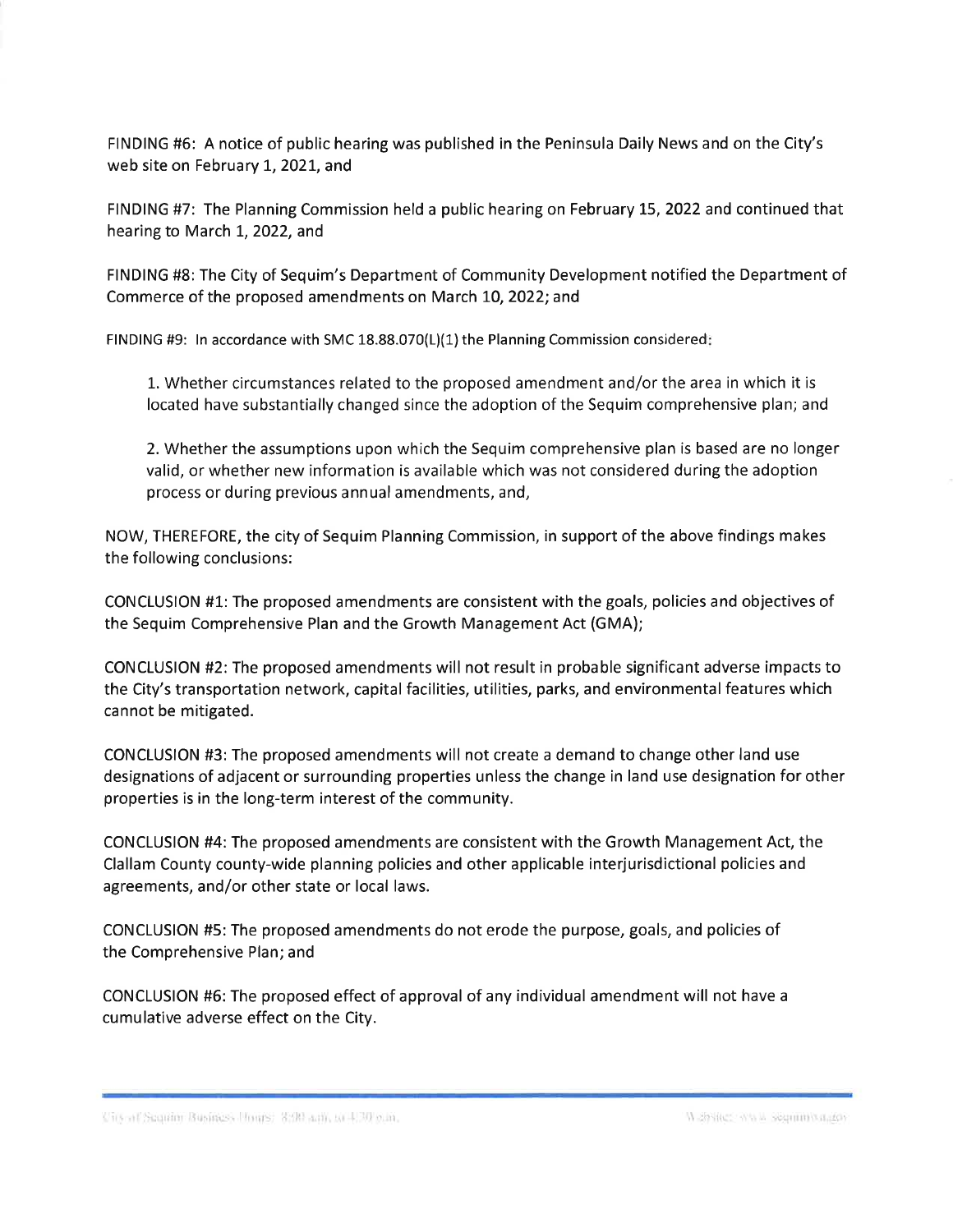FINDING #6: A notice of public hearing was published in the Peninsula Daily News and on the City's web site on February 1, 2021, and

FINDING #7: The Planning Commission held a public hearing on February 15, 2022 and continued that hearing to March 1, 2022, and

FINDING #8: The City of Sequim's Department of Community Development notified the Department of Commerce of the proposed amendments on March 10, 2022; and

FINDING #9: In accordance with SMC 18.88.070(L)(1) the Planning Commission considered:

1. Whether circumstances related to the proposed amendment and/or the area in which it is located have substantially changed since the adoption of the Sequim comprehensive plan; and

2. Whether the assumptions upon which the Sequim comprehensive plan is based are no longer valid, or whether new information is available which was not considered during the adoption process or during previous annual amendments, and,

NOW, THEREFORE, the city of Sequim Planning Commission, in support of the above findings makes the following conclusions:

CONCLUSION #1: The proposed amendments are consistent with the goals, policies and objectives of the Sequim Comprehensive Plan and the Growth Management Act (GMA);

CONCLUSION #2: The proposed amendments will not result in probable significant adverse impacts to the City's transportation network, capital facilities, utilities, parks, and environmental features which cannot be mitigated.

CONCLUSION #3: The proposed amendments will not create a demand to change other land use designations of adjacent or surrounding properties unless the change in land use designation for other properties is in the long-term interest of the community.

CONCLUSION #4: The proposed amendments are consistent with the Growth Management Act, the Clallam County county-wide planning policies and other applicable interjurisdictional policies and agreements, and/or other state or local laws.

CONCLUSION #5: The proposed amendments do not erode the purpose, goals, and policies of the Comprehensive Plan; and

CONCLUSION #6: The proposed effect of approval of any individual amendment will not have a cumulative adverse effect on the City.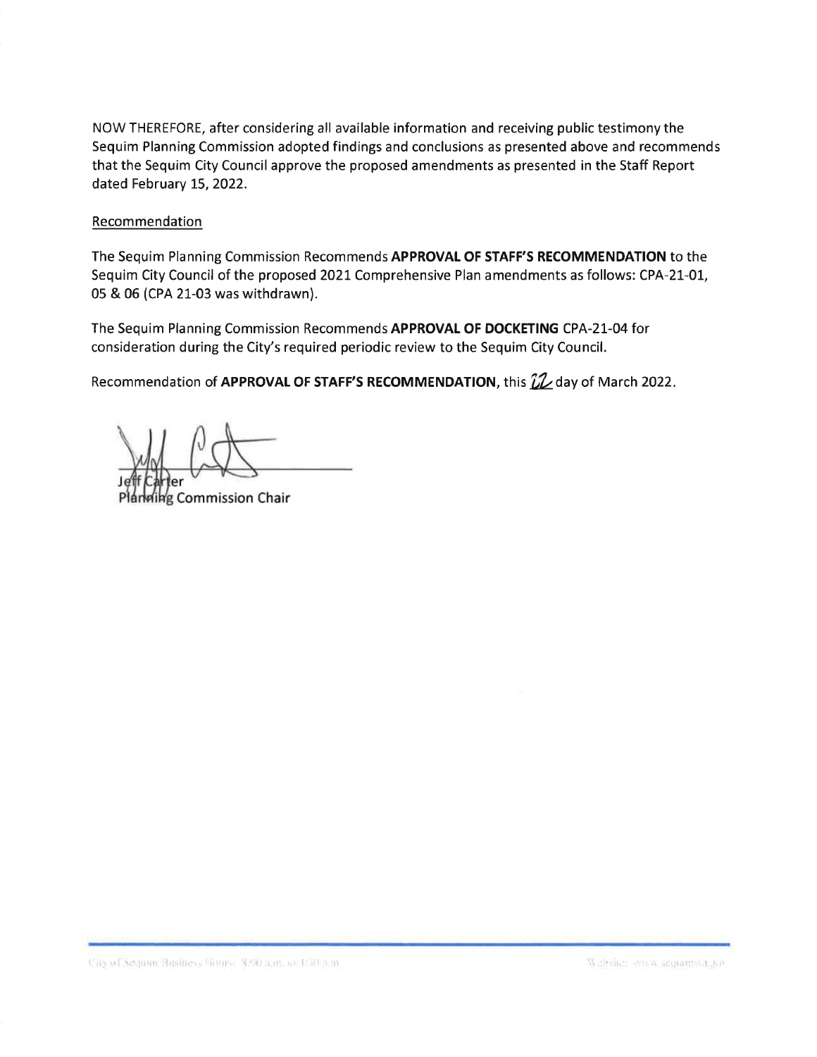NOW THEREFORE, after considering all available information and receiving public testimony the Sequim Planning Commission adopted findings and conclusions as presented above and recommends that the Sequim City Council approve the proposed amendments as presented in the Staff Report dated February 15, 2022.

Recommendation

The Sequim Planning Commission Recommends **APPROVAL OF STAFF'S RECOMMENDATION** to the Sequim City Council of the proposed 2021 Comprehensive Plan amendments as follows: CPA-21-01, 05 & 06 (CPA 21-03 was withdrawn).

The Sequim Planning Commission Recommends **APPROVAL OF DOCKETING** CPA-21-04 for consideration during the City's required periodic review to the Sequim City Council.

Recommendation of **APPROVAL OF STAFF'S RECOMMENDATION**, this 22 day of March 2022.

Jeff Carter
Planning Commission Chair